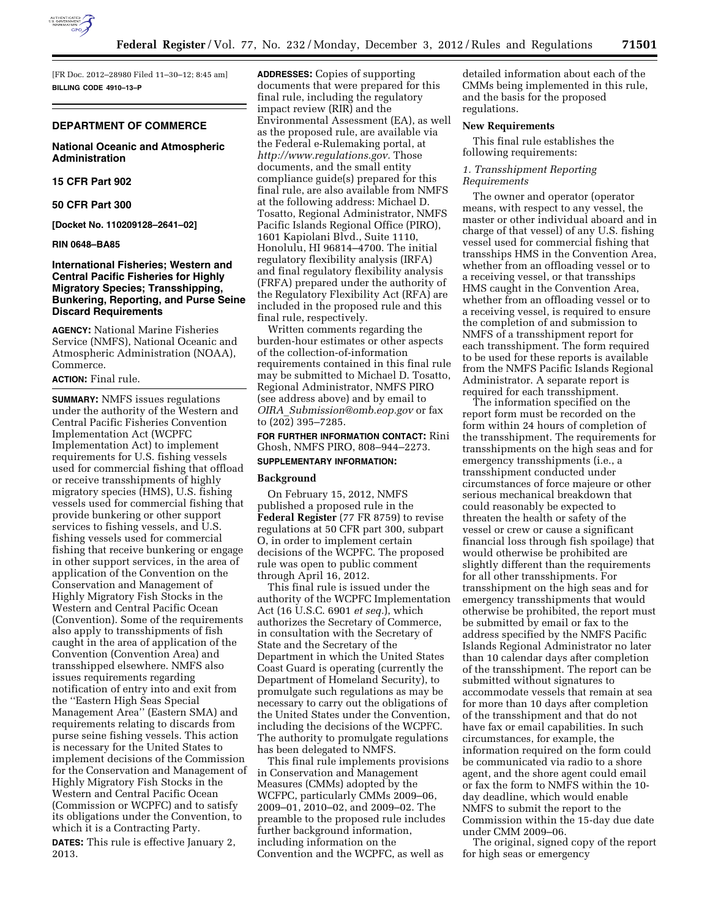[FR Doc. 2012–28980 Filed 11–30–12; 8:45 am]

**BILLING CODE 4910–13–P**

## DEPARTMENT OF COMMERCE

### National Oceanic and Atmospheric Administration

### 15 CFR Part 902

### 50 CFR Part 300

**[Docket No. 110209128–2641–02]**

**RIN 0648–BA85**

### International Fisheries; Western and Central Pacific Fisheries for Highly Migratory Species; Transshipping, Bunkering, Reporting, and Purse Seine Discard Requirements

**AGENCY:** National Marine Fisheries Service (NMFS), National Oceanic and Atmospheric Administration (NOAA), Commerce.

**ACTION:** Final rule.

**SUMMARY:** NMFS issues regulations under the authority of the Western and Central Pacific Fisheries Convention Implementation Act (WCPFC Implementation Act) to implement requirements for U.S. fishing vessels used for commercial fishing that offload or receive transshipments of highly migratory species (HMS), U.S. fishing vessels used for commercial fishing that provide bunkering or other support services to fishing vessels, and U.S. fishing vessels used for commercial fishing that receive bunkering or engage in other support services, in the area of application of the Convention on the Conservation and Management of Highly Migratory Fish Stocks in the Western and Central Pacific Ocean (Convention). Some of the requirements also apply to transshipments of fish caught in the area of application of the Convention (Convention Area) and transshipped elsewhere. NMFS also issues requirements regarding notification of entry into and exit from the ''Eastern High Seas Special Management Area'' (Eastern SMA) and requirements relating to discards from purse seine fishing vessels. This action is necessary for the United States to implement decisions of the Commission for the Conservation and Management of Highly Migratory Fish Stocks in the Western and Central Pacific Ocean (Commission or WCPFC) and to satisfy its obligations under the Convention, to which it is a Contracting Party.

**DATES:** This rule is effective January 2, 2013.

**ADDRESSES:** Copies of supporting documents that were prepared for this final rule, including the regulatory impact review (RIR) and the Environmental Assessment (EA), as well as the proposed rule, are available via the Federal e-Rulemaking portal, at *http://www.regulations.gov.* Those documents, and the small entity compliance guide(s) prepared for this final rule, are also available from NMFS at the following address: Michael D. Tosatto, Regional Administrator, NMFS Pacific Islands Regional Office (PIRO), 1601 Kapiolani Blvd., Suite 1110, Honolulu, HI 96814–4700. The initial regulatory flexibility analysis (IRFA) and final regulatory flexibility analysis (FRFA) prepared under the authority of the Regulatory Flexibility Act (RFA) are included in the proposed rule and this final rule, respectively.

Written comments regarding the burden-hour estimates or other aspects of the collection-of-information requirements contained in this final rule may be submitted to Michael D. Tosatto, Regional Administrator, NMFS PIRO (see address above) and by email to *OIRA_Submission@omb.eop.gov* or fax to (202) 395–7285.

**FOR FURTHER INFORMATION CONTACT:** Rini Ghosh, NMFS PIRO, 808–944–2273.

**SUPPLEMENTARY INFORMATION:**

#### Background

On February 15, 2012, NMFS published a proposed rule in the **Federal Register** (77 FR 8759) to revise regulations at 50 CFR part 300, subpart O, in order to implement certain decisions of the WCPFC. The proposed rule was open to public comment through April 16, 2012.

This final rule is issued under the authority of the WCPFC Implementation Act (16 U.S.C. 6901 *et seq.*), which authorizes the Secretary of Commerce, in consultation with the Secretary of State and the Secretary of the Department in which the United States Coast Guard is operating (currently the Department of Homeland Security), to promulgate such regulations as may be necessary to carry out the obligations of the United States under the Convention, including the decisions of the WCPFC. The authority to promulgate regulations has been delegated to NMFS.

This final rule implements provisions in Conservation and Management Measures (CMMs) adopted by the WCPFC, particularly CMMs 2009–06, 2009–01, 2010–02, and 2009–02. The preamble to the proposed rule includes further background information, including information on the Convention and the WCPFC, as well as detailed information about each of the CMMs being implemented in this rule, and the basis for the proposed regulations.

#### New Requirements

This final rule establishes the following requirements:

*1. Transshipment Reporting Requirements*

The owner and operator (operator means, with respect to any vessel, the master or other individual aboard and in charge of that vessel) of any U.S. fishing vessel used for commercial fishing that transships HMS in the Convention Area, whether from an offloading vessel or to a receiving vessel, or that transships HMS caught in the Convention Area, whether from an offloading vessel or to a receiving vessel, is required to ensure the completion of and submission to NMFS of a transshipment report for each transshipment. The form required to be used for these reports is available from the NMFS Pacific Islands Regional Administrator. A separate report is required for each transshipment.

The information specified on the report form must be recorded on the form within 24 hours of completion of the transshipment. The requirements for transshipments on the high seas and for emergency transshipments (i.e., a transshipment conducted under circumstances of force majeure or other serious mechanical breakdown that could reasonably be expected to threaten the health or safety of the vessel or crew or cause a significant financial loss through fish spoilage) that would otherwise be prohibited are slightly different than the requirements for all other transshipments. For transshipment on the high seas and for emergency transshipments that would otherwise be prohibited, the report must be submitted by email or fax to the address specified by the NMFS Pacific Islands Regional Administrator no later than 10 calendar days after completion of the transshipment. The report can be submitted without signatures to accommodate vessels that remain at sea for more than 10 days after completion of the transshipment and that do not have fax or email capabilities. In such circumstances, for example, the information required on the form could be communicated via radio to a shore agent, and the shore agent could email or fax the form to NMFS within the 10-day deadline, which would enable NMFS to submit the report to the Commission within the 15-day due date under CMM 2009–06.

The original, signed copy of the report for high seas or emergency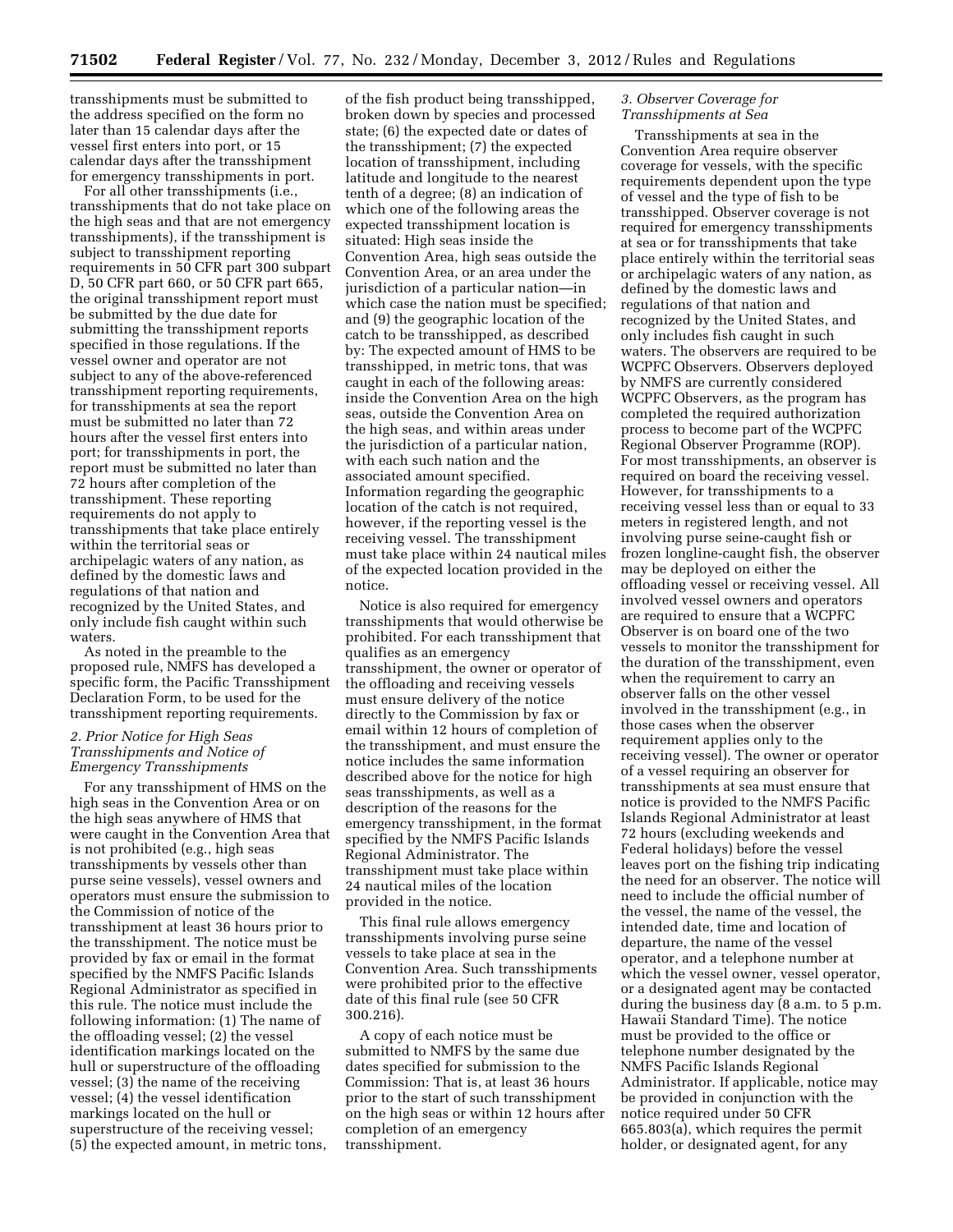transshipments must be submitted to the address specified on the form no later than 15 calendar days after the vessel first enters into port, or 15 calendar days after the transshipment for emergency transshipments in port.

For all other transshipments (i.e., transshipments that do not take place on the high seas and that are not emergency transshipments), if the transshipment is subject to transshipment reporting requirements in 50 CFR part 300 subpart D, 50 CFR part 660, or 50 CFR part 665, the original transshipment report must be submitted by the due date for submitting the transshipment reports specified in those regulations. If the vessel owner and operator are not subject to any of the above-referenced transshipment reporting requirements, for transshipments at sea the report must be submitted no later than 72 hours after the vessel first enters into port; for transshipments in port, the report must be submitted no later than 72 hours after completion of the transshipment. These reporting requirements do not apply to transshipments that take place entirely within the territorial seas or archipelagic waters of any nation, as defined by the domestic laws and regulations of that nation and recognized by the United States, and only include fish caught within such waters.

As noted in the preamble to the proposed rule, NMFS has developed a specific form, the Pacific Transshipment Declaration Form, to be used for the transshipment reporting requirements.

### *2. Prior Notice for High Seas Transshipments and Notice of Emergency Transshipments*

For any transshipment of HMS on the high seas in the Convention Area or on the high seas anywhere of HMS that were caught in the Convention Area that is not prohibited (e.g., high seas transshipments by vessels other than purse seine vessels), vessel owners and operators must ensure the submission to the Commission of notice of the transshipment at least 36 hours prior to the transshipment. The notice must be provided by fax or email in the format specified by the NMFS Pacific Islands Regional Administrator as specified in this rule. The notice must include the following information: (1) The name of the offloading vessel; (2) the vessel identification markings located on the hull or superstructure of the offloading vessel; (3) the name of the receiving vessel; (4) the vessel identification markings located on the hull or superstructure of the receiving vessel; (5) the expected amount, in metric tons, of the fish product being transshipped, broken down by species and processed state; (6) the expected date or dates of the transshipment; (7) the expected location of transshipment, including latitude and longitude to the nearest tenth of a degree; (8) an indication of which one of the following areas the expected transshipment location is situated: High seas inside the Convention Area, high seas outside the Convention Area, or an area under the jurisdiction of a particular nation—in which case the nation must be specified; and (9) the geographic location of the catch to be transshipped, as described by: The expected amount of HMS to be transshipped, in metric tons, that was caught in each of the following areas: inside the Convention Area on the high seas, outside the Convention Area on the high seas, and within areas under the jurisdiction of a particular nation, with each such nation and the associated amount specified. Information regarding the geographic location of the catch is not required, however, if the reporting vessel is the receiving vessel. The transshipment must take place within 24 nautical miles of the expected location provided in the notice.

Notice is also required for emergency transshipments that would otherwise be prohibited. For each transshipment that qualifies as an emergency transshipment, the owner or operator of the offloading and receiving vessels must ensure delivery of the notice directly to the Commission by fax or email within 12 hours of completion of the transshipment, and must ensure the notice includes the same information described above for the notice for high seas transshipments, as well as a description of the reasons for the emergency transshipment, in the format specified by the NMFS Pacific Islands Regional Administrator. The transshipment must take place within 24 nautical miles of the location provided in the notice.

This final rule allows emergency transshipments involving purse seine vessels to take place at sea in the Convention Area. Such transshipments were prohibited prior to the effective date of this final rule (see 50 CFR 300.216).

A copy of each notice must be submitted to NMFS by the same due dates specified for submission to the Commission: That is, at least 36 hours prior to the start of such transshipment on the high seas or within 12 hours after completion of an emergency transshipment.

### *3. Observer Coverage for Transshipments at Sea*

Transshipments at sea in the Convention Area require observer coverage for vessels, with the specific requirements dependent upon the type of vessel and the type of fish to be transshipped. Observer coverage is not required for emergency transshipments at sea or for transshipments that take place entirely within the territorial seas or archipelagic waters of any nation, as defined by the domestic laws and regulations of that nation and recognized by the United States, and only includes fish caught in such waters. The observers are required to be WCPFC Observers. Observers deployed by NMFS are currently considered WCPFC Observers, as the program has completed the required authorization process to become part of the WCPFC Regional Observer Programme (ROP). For most transshipments, an observer is required on board the receiving vessel. However, for transshipments to a receiving vessel less than or equal to 33 meters in registered length, and not involving purse seine-caught fish or frozen longline-caught fish, the observer may be deployed on either the offloading vessel or receiving vessel. All involved vessel owners and operators are required to ensure that a WCPFC Observer is on board one of the two vessels to monitor the transshipment for the duration of the transshipment, even when the requirement to carry an observer falls on the other vessel involved in the transshipment (e.g., in those cases when the observer requirement applies only to the receiving vessel). The owner or operator of a vessel requiring an observer for transshipments at sea must ensure that notice is provided to the NMFS Pacific Islands Regional Administrator at least 72 hours (excluding weekends and Federal holidays) before the vessel leaves port on the fishing trip indicating the need for an observer. The notice will need to include the official number of the vessel, the name of the vessel, the intended date, time and location of departure, the name of the vessel operator, and a telephone number at which the vessel owner, vessel operator, or a designated agent may be contacted during the business day (8 a.m. to 5 p.m. Hawaii Standard Time). The notice must be provided to the office or telephone number designated by the NMFS Pacific Islands Regional Administrator. If applicable, notice may be provided in conjunction with the notice required under 50 CFR 665.803(a), which requires the permit holder, or designated agent, for any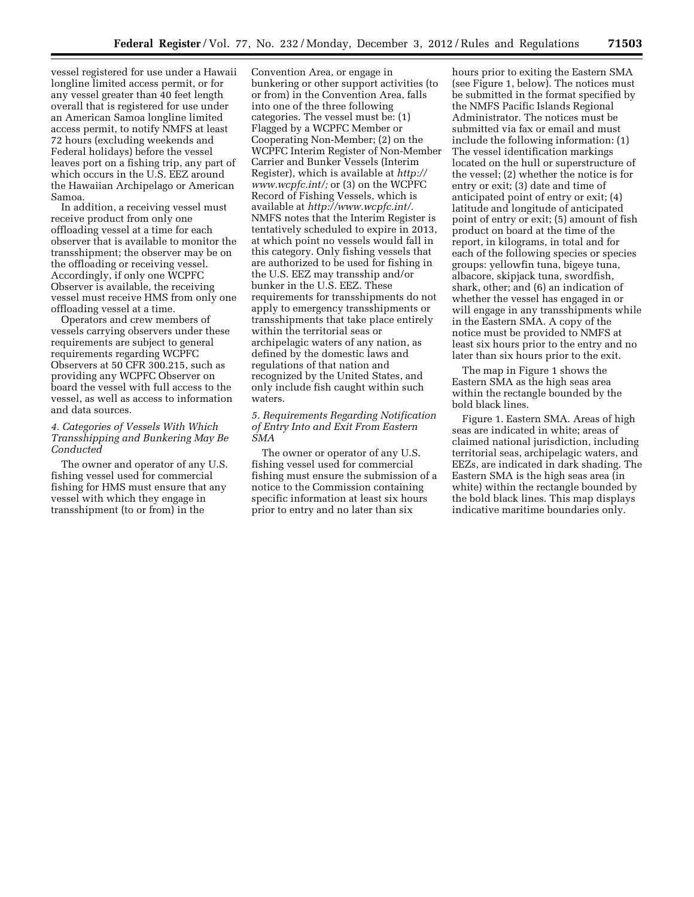vessel registered for use under a Hawaii longline limited access permit, or for any vessel greater than 40 feet length overall that is registered for use under an American Samoa longline limited access permit, to notify NMFS at least 72 hours (excluding weekends and Federal holidays) before the vessel leaves port on a fishing trip, any part of which occurs in the U.S. EEZ around the Hawaiian Archipelago or American Samoa.

In addition, a receiving vessel must receive product from only one offloading vessel at a time for each observer that is available to monitor the transshipment; the observer may be on the offloading or receiving vessel. Accordingly, if only one WCPFC Observer is available, the receiving vessel must receive HMS from only one offloading vessel at a time.

Operators and crew members of vessels carrying observers under these requirements are subject to general requirements regarding WCPFC Observers at 50 CFR 300.215, such as providing any WCPFC Observer on board the vessel with full access to the vessel, as well as access to information and data sources.

*4. Categories of Vessels With Which Transshipping and Bunkering May Be Conducted*

The owner and operator of any U.S. fishing vessel used for commercial fishing for HMS must ensure that any vessel with which they engage in transshipment (to or from) in the Convention Area, or engage in bunkering or other support activities (to or from) in the Convention Area, falls into one of the three following categories. The vessel must be: (1) Flagged by a WCPFC Member or Cooperating Non-Member; (2) on the WCPFC Interim Register of Non-Member Carrier and Bunker Vessels (Interim Register), which is available at *http://www.wcpfc.int/;* or (3) on the WCPFC Record of Fishing Vessels, which is available at *http://www.wcpfc.int/.* NMFS notes that the Interim Register is tentatively scheduled to expire in 2013, at which point no vessels would fall in this category. Only fishing vessels that are authorized to be used for fishing in the U.S. EEZ may transship and/or bunker in the U.S. EEZ. These requirements for transshipments do not apply to emergency transshipments or transshipments that take place entirely within the territorial seas or archipelagic waters of any nation, as defined by the domestic laws and regulations of that nation and recognized by the United States, and only include fish caught within such waters.

*5. Requirements Regarding Notification of Entry Into and Exit From Eastern SMA*

The owner or operator of any U.S. fishing vessel used for commercial fishing must ensure the submission of a notice to the Commission containing specific information at least six hours prior to entry and no later than six hours prior to exiting the Eastern SMA (see Figure 1, below). The notices must be submitted in the format specified by the NMFS Pacific Islands Regional Administrator. The notices must be submitted via fax or email and must include the following information: (1) The vessel identification markings located on the hull or superstructure of the vessel; (2) whether the notice is for entry or exit; (3) date and time of anticipated point of entry or exit; (4) latitude and longitude of anticipated point of entry or exit; (5) amount of fish product on board at the time of the report, in kilograms, in total and for each of the following species or species groups: yellowfin tuna, bigeye tuna, albacore, skipjack tuna, swordfish, shark, other; and (6) an indication of whether the vessel has engaged in or will engage in any transshipments while in the Eastern SMA. A copy of the notice must be provided to NMFS at least six hours prior to the entry and no later than six hours prior to the exit.

The map in Figure 1 shows the Eastern SMA as the high seas area within the rectangle bounded by the bold black lines.

Figure 1. Eastern SMA. Areas of high seas are indicated in white; areas of claimed national jurisdiction, including territorial seas, archipelagic waters, and EEZs, are indicated in dark shading. The Eastern SMA is the high seas area (in white) within the rectangle bounded by the bold black lines. This map displays indicative maritime boundaries only.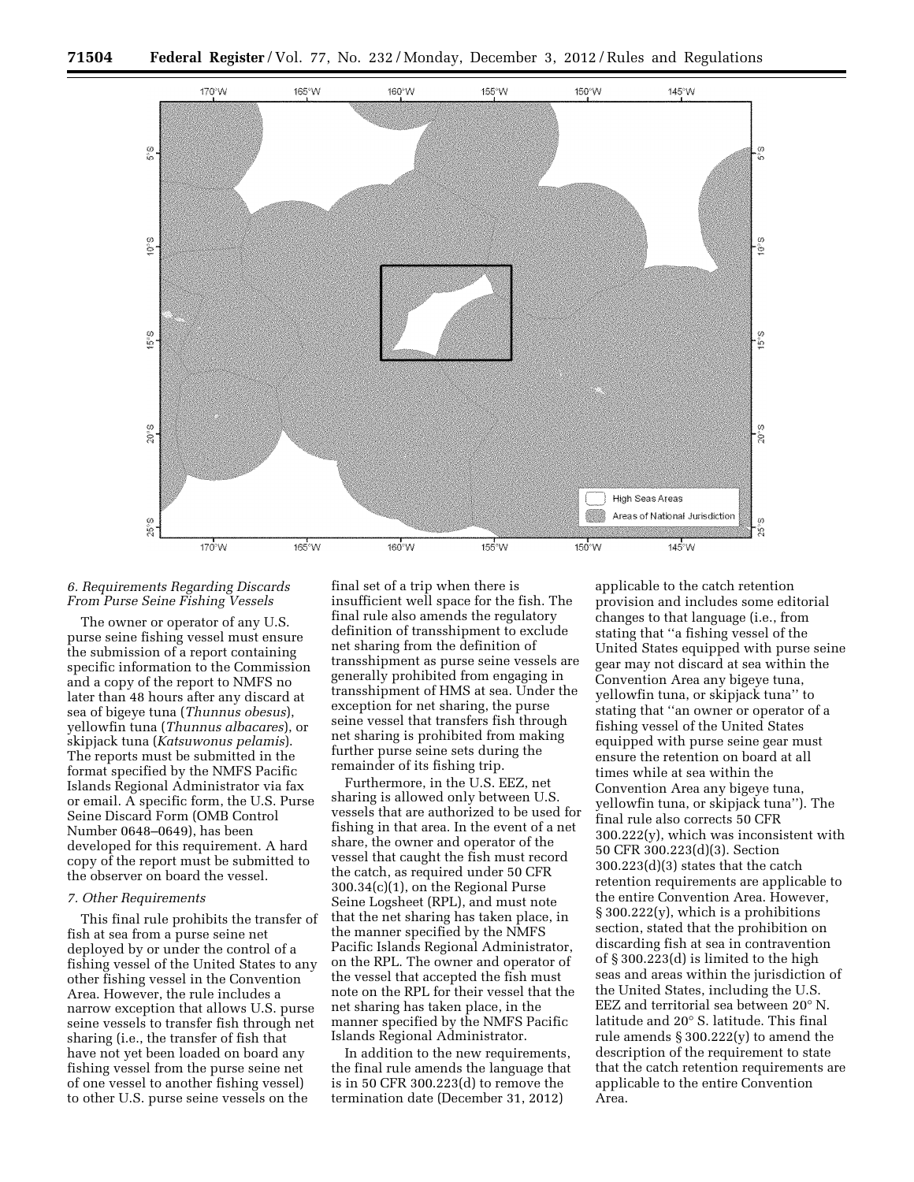#### 6. Requirements Regarding Discards From Purse Seine Fishing Vessels

The owner or operator of any U.S. purse seine fishing vessel must ensure the submission of a report containing specific information to the Commission and a copy of the report to NMFS no later than 48 hours after any discard at sea of bigeye tuna (*Thunnus obesus*), yellowfin tuna (*Thunnus albacares*), or skipjack tuna (*Katsuwonus pelamis*). The reports must be submitted in the format specified by the NMFS Pacific Islands Regional Administrator via fax or email. A specific form, the U.S. Purse Seine Discard Form (OMB Control Number 0648–0649), has been developed for this requirement. A hard copy of the report must be submitted to the observer on board the vessel.

#### 7. Other Requirements

This final rule prohibits the transfer of fish at sea from a purse seine net deployed by or under the control of a fishing vessel of the United States to any other fishing vessel in the Convention Area. However, the rule includes a narrow exception that allows U.S. purse seine vessels to transfer fish through net sharing (i.e., the transfer of fish that have not yet been loaded on board any fishing vessel from the purse seine net of one vessel to another fishing vessel) to other U.S. purse seine vessels on the final set of a trip when there is insufficient well space for the fish. The final rule also amends the regulatory definition of transshipment to exclude net sharing from the definition of transshipment as purse seine vessels are generally prohibited from engaging in transshipment of HMS at sea. Under the exception for net sharing, the purse seine vessel that transfers fish through net sharing is prohibited from making further purse seine sets during the remainder of its fishing trip.

Furthermore, in the U.S. EEZ, net sharing is allowed only between U.S. vessels that are authorized to be used for fishing in that area. In the event of a net share, the owner and operator of the vessel that caught the fish must record the catch, as required under 50 CFR 300.34(c)(1), on the Regional Purse Seine Logsheet (RPL), and must note that the net sharing has taken place, in the manner specified by the NMFS Pacific Islands Regional Administrator, on the RPL. The owner and operator of the vessel that accepted the fish must note on the RPL for their vessel that the net sharing has taken place, in the manner specified by the NMFS Pacific Islands Regional Administrator.

In addition to the new requirements, the final rule amends the language that is in 50 CFR 300.223(d) to remove the termination date (December 31, 2012) applicable to the catch retention provision and includes some editorial changes to that language (i.e., from stating that ''a fishing vessel of the United States equipped with purse seine gear may not discard at sea within the Convention Area any bigeye tuna, yellowfin tuna, or skipjack tuna'' to stating that ''an owner or operator of a fishing vessel of the United States equipped with purse seine gear must ensure the retention on board at all times while at sea within the Convention Area any bigeye tuna, yellowfin tuna, or skipjack tuna''). The final rule also corrects 50 CFR 300.222(y), which was inconsistent with 50 CFR 300.223(d)(3). Section 300.223(d)(3) states that the catch retention requirements are applicable to the entire Convention Area. However, § 300.222(y), which is a prohibitions section, stated that the prohibition on discarding fish at sea in contravention of § 300.223(d) is limited to the high seas and areas within the jurisdiction of the United States, including the U.S. EEZ and territorial sea between 20° N. latitude and 20° S. latitude. This final rule amends § 300.222(y) to amend the description of the requirement to state that the catch retention requirements are applicable to the entire Convention Area.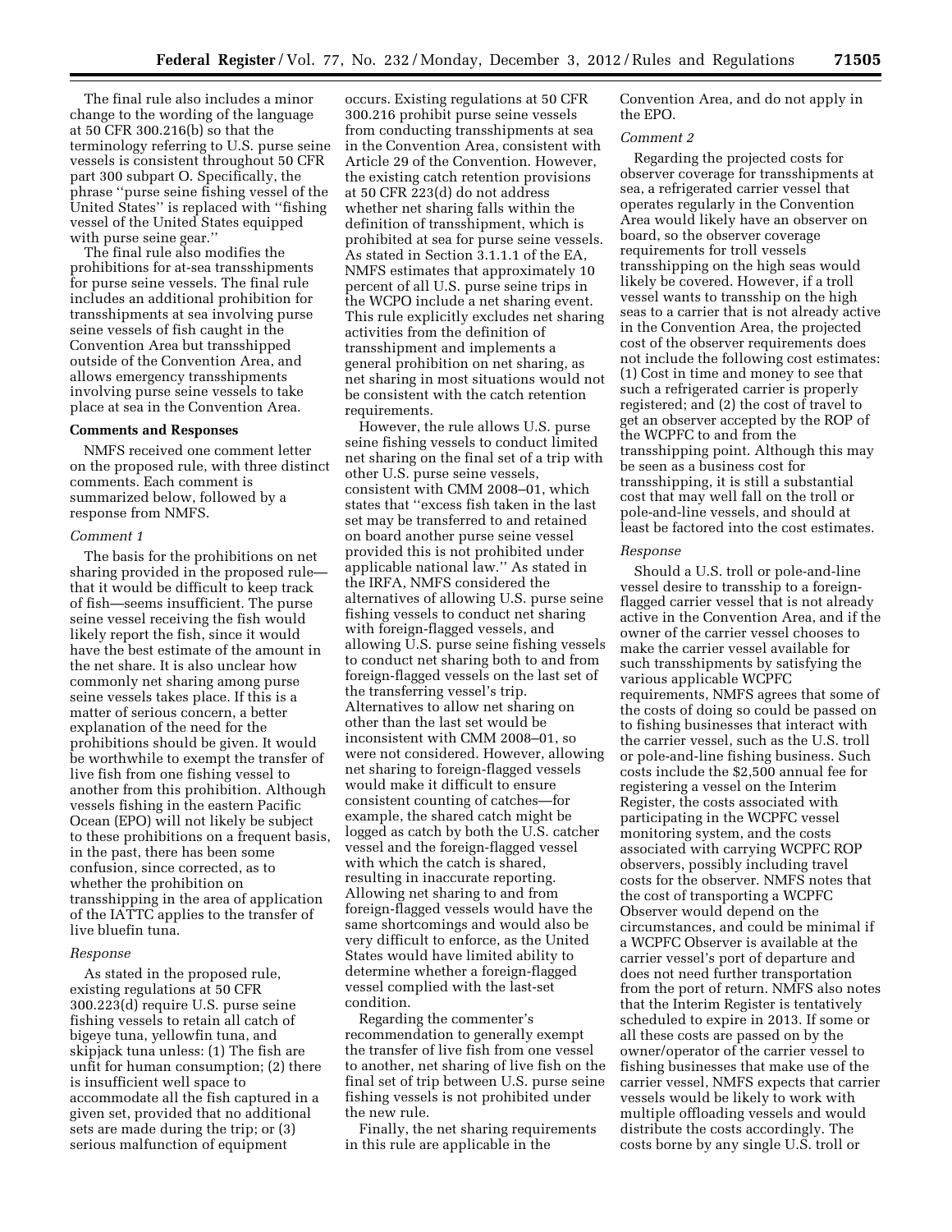The final rule also includes a minor change to the wording of the language at 50 CFR 300.216(b) so that the terminology referring to U.S. purse seine vessels is consistent throughout 50 CFR part 300 subpart O. Specifically, the phrase ''purse seine fishing vessel of the United States'' is replaced with ''fishing vessel of the United States equipped with purse seine gear.''

The final rule also modifies the prohibitions for at-sea transshipments for purse seine vessels. The final rule includes an additional prohibition for transshipments at sea involving purse seine vessels of fish caught in the Convention Area but transshipped outside of the Convention Area, and allows emergency transshipments involving purse seine vessels to take place at sea in the Convention Area.

## Comments and Responses

NMFS received one comment letter on the proposed rule, with three distinct comments. Each comment is summarized below, followed by a response from NMFS.

*Comment 1*

The basis for the prohibitions on net sharing provided in the proposed rule—that it would be difficult to keep track of fish—seems insufficient. The purse seine vessel receiving the fish would likely report the fish, since it would have the best estimate of the amount in the net share. It is also unclear how commonly net sharing among purse seine vessels takes place. If this is a matter of serious concern, a better explanation of the need for the prohibitions should be given. It would be worthwhile to exempt the transfer of live fish from one fishing vessel to another from this prohibition. Although vessels fishing in the eastern Pacific Ocean (EPO) will not likely be subject to these prohibitions on a frequent basis, in the past, there has been some confusion, since corrected, as to whether the prohibition on transshipping in the area of application of the IATTC applies to the transfer of live bluefin tuna.

*Response*

As stated in the proposed rule, existing regulations at 50 CFR 300.223(d) require U.S. purse seine fishing vessels to retain all catch of bigeye tuna, yellowfin tuna, and skipjack tuna unless: (1) The fish are unfit for human consumption; (2) there is insufficient well space to accommodate all the fish captured in a given set, provided that no additional sets are made during the trip; or (3) serious malfunction of equipment occurs. Existing regulations at 50 CFR 300.216 prohibit purse seine vessels from conducting transshipments at sea in the Convention Area, consistent with Article 29 of the Convention. However, the existing catch retention provisions at 50 CFR 223(d) do not address whether net sharing falls within the definition of transshipment, which is prohibited at sea for purse seine vessels. As stated in Section 3.1.1.1 of the EA, NMFS estimates that approximately 10 percent of all U.S. purse seine trips in the WCPO include a net sharing event. This rule explicitly excludes net sharing activities from the definition of transshipment and implements a general prohibition on net sharing, as net sharing in most situations would not be consistent with the catch retention requirements.

However, the rule allows U.S. purse seine fishing vessels to conduct limited net sharing on the final set of a trip with other U.S. purse seine vessels, consistent with CMM 2008–01, which states that ''excess fish taken in the last set may be transferred to and retained on board another purse seine vessel provided this is not prohibited under applicable national law.'' As stated in the IRFA, NMFS considered the alternatives of allowing U.S. purse seine fishing vessels to conduct net sharing with foreign-flagged vessels, and allowing U.S. purse seine fishing vessels to conduct net sharing both to and from foreign-flagged vessels on the last set of the transferring vessel's trip. Alternatives to allow net sharing on other than the last set would be inconsistent with CMM 2008–01, so were not considered. However, allowing net sharing to foreign-flagged vessels would make it difficult to ensure consistent counting of catches—for example, the shared catch might be logged as catch by both the U.S. catcher vessel and the foreign-flagged vessel with which the catch is shared, resulting in inaccurate reporting. Allowing net sharing to and from foreign-flagged vessels would have the same shortcomings and would also be very difficult to enforce, as the United States would have limited ability to determine whether a foreign-flagged vessel complied with the last-set condition.

Regarding the commenter's recommendation to generally exempt the transfer of live fish from one vessel to another, net sharing of live fish on the final set of trip between U.S. purse seine fishing vessels is not prohibited under the new rule.

Finally, the net sharing requirements in this rule are applicable in the Convention Area, and do not apply in the EPO.

*Comment 2*

Regarding the projected costs for observer coverage for transshipments at sea, a refrigerated carrier vessel that operates regularly in the Convention Area would likely have an observer on board, so the observer coverage requirements for troll vessels transshipping on the high seas would likely be covered. However, if a troll vessel wants to transship on the high seas to a carrier that is not already active in the Convention Area, the projected cost of the observer requirements does not include the following cost estimates: (1) Cost in time and money to see that such a refrigerated carrier is properly registered; and (2) the cost of travel to get an observer accepted by the ROP of the WCPFC to and from the transshipping point. Although this may be seen as a business cost for transshipping, it is still a substantial cost that may well fall on the troll or pole-and-line vessels, and should at least be factored into the cost estimates.

*Response*

Should a U.S. troll or pole-and-line vessel desire to transship to a foreign-flagged carrier vessel that is not already active in the Convention Area, and if the owner of the carrier vessel chooses to make the carrier vessel available for such transshipments by satisfying the various applicable WCPFC requirements, NMFS agrees that some of the costs of doing so could be passed on to fishing businesses that interact with the carrier vessel, such as the U.S. troll or pole-and-line fishing business. Such costs include the $2,500 annual fee for registering a vessel on the Interim Register, the costs associated with participating in the WCPFC vessel monitoring system, and the costs associated with carrying WCPFC ROP observers, possibly including travel costs for the observer. NMFS notes that the cost of transporting a WCPFC Observer would depend on the circumstances, and could be minimal if a WCPFC Observer is available at the carrier vessel's port of departure and does not need further transportation from the port of return. NMFS also notes that the Interim Register is tentatively scheduled to expire in 2013. If some or all these costs are passed on by the owner/operator of the carrier vessel to fishing businesses that make use of the carrier vessel, NMFS expects that carrier vessels would be likely to work with multiple offloading vessels and would distribute the costs accordingly. The costs borne by any single U.S. troll or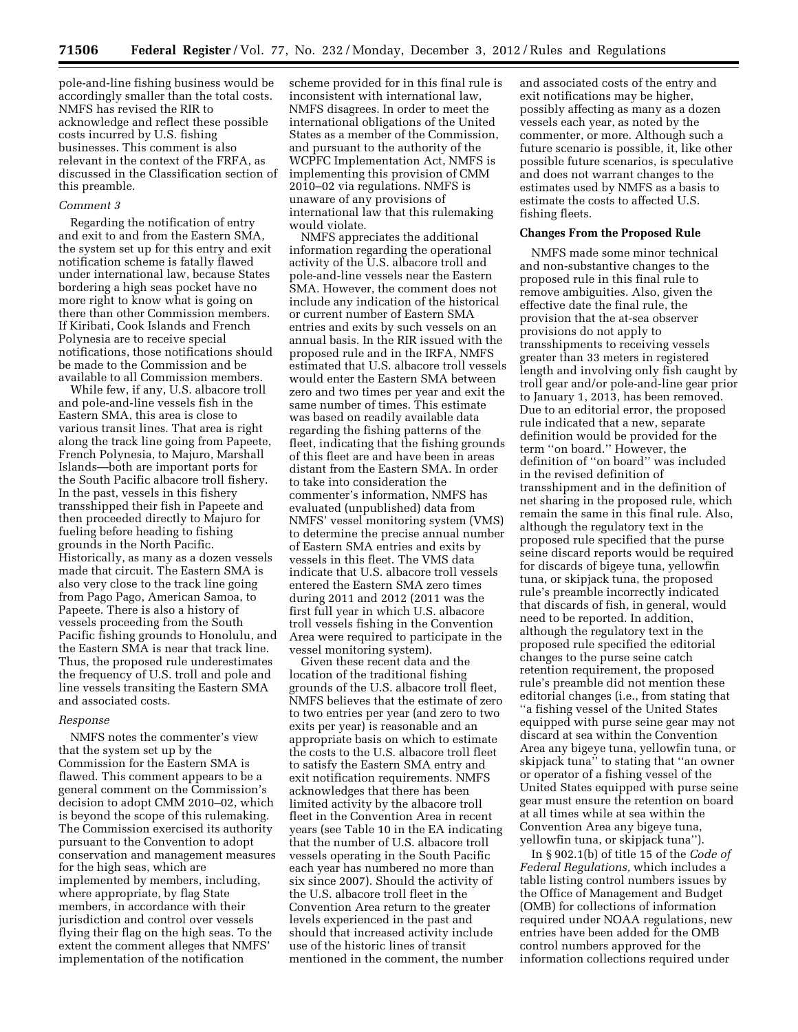pole-and-line fishing business would be accordingly smaller than the total costs. NMFS has revised the RIR to acknowledge and reflect these possible costs incurred by U.S. fishing businesses. This comment is also relevant in the context of the FRFA, as discussed in the Classification section of this preamble.

*Comment 3*

Regarding the notification of entry and exit to and from the Eastern SMA, the system set up for this entry and exit notification scheme is fatally flawed under international law, because States bordering a high seas pocket have no more right to know what is going on there than other Commission members. If Kiribati, Cook Islands and French Polynesia are to receive special notifications, those notifications should be made to the Commission and be available to all Commission members.

While few, if any, U.S. albacore troll and pole-and-line vessels fish in the Eastern SMA, this area is close to various transit lines. That area is right along the track line going from Papeete, French Polynesia, to Majuro, Marshall Islands—both are important ports for the South Pacific albacore troll fishery. In the past, vessels in this fishery transshipped their fish in Papeete and then proceeded directly to Majuro for fueling before heading to fishing grounds in the North Pacific. Historically, as many as a dozen vessels made that circuit. The Eastern SMA is also very close to the track line going from Pago Pago, American Samoa, to Papeete. There is also a history of vessels proceeding from the South Pacific fishing grounds to Honolulu, and the Eastern SMA is near that track line. Thus, the proposed rule underestimates the frequency of U.S. troll and pole and line vessels transiting the Eastern SMA and associated costs.

*Response*

NMFS notes the commenter's view that the system set up by the Commission for the Eastern SMA is flawed. This comment appears to be a general comment on the Commission's decision to adopt CMM 2010–02, which is beyond the scope of this rulemaking. The Commission exercised its authority pursuant to the Convention to adopt conservation and management measures for the high seas, which are implemented by members, including, where appropriate, by flag State members, in accordance with their jurisdiction and control over vessels flying their flag on the high seas. To the extent the comment alleges that NMFS' implementation of the notification scheme provided for in this final rule is inconsistent with international law, NMFS disagrees. In order to meet the international obligations of the United States as a member of the Commission, and pursuant to the authority of the WCPFC Implementation Act, NMFS is implementing this provision of CMM 2010–02 via regulations. NMFS is unaware of any provisions of international law that this rulemaking would violate.

NMFS appreciates the additional information regarding the operational activity of the U.S. albacore troll and pole-and-line vessels near the Eastern SMA. However, the comment does not include any indication of the historical or current number of Eastern SMA entries and exits by such vessels on an annual basis. In the RIR issued with the proposed rule and in the IRFA, NMFS estimated that U.S. albacore troll vessels would enter the Eastern SMA between zero and two times per year and exit the same number of times. This estimate was based on readily available data regarding the fishing patterns of the fleet, indicating that the fishing grounds of this fleet are and have been in areas distant from the Eastern SMA. In order to take into consideration the commenter's information, NMFS has evaluated (unpublished) data from NMFS' vessel monitoring system (VMS) to determine the precise annual number of Eastern SMA entries and exits by vessels in this fleet. The VMS data indicate that U.S. albacore troll vessels entered the Eastern SMA zero times during 2011 and 2012 (2011 was the first full year in which U.S. albacore troll vessels fishing in the Convention Area were required to participate in the vessel monitoring system).

Given these recent data and the location of the traditional fishing grounds of the U.S. albacore troll fleet, NMFS believes that the estimate of zero to two entries per year (and zero to two exits per year) is reasonable and an appropriate basis on which to estimate the costs to the U.S. albacore troll fleet to satisfy the Eastern SMA entry and exit notification requirements. NMFS acknowledges that there has been limited activity by the albacore troll fleet in the Convention Area in recent years (see Table 10 in the EA indicating that the number of U.S. albacore troll vessels operating in the South Pacific each year has numbered no more than six since 2007). Should the activity of the U.S. albacore troll fleet in the Convention Area return to the greater levels experienced in the past and should that increased activity include use of the historic lines of transit mentioned in the comment, the number and associated costs of the entry and exit notifications may be higher, possibly affecting as many as a dozen vessels each year, as noted by the commenter, or more. Although such a future scenario is possible, it, like other possible future scenarios, is speculative and does not warrant changes to the estimates used by NMFS as a basis to estimate the costs to affected U.S. fishing fleets.

**Changes From the Proposed Rule**

NMFS made some minor technical and non-substantive changes to the proposed rule in this final rule to remove ambiguities. Also, given the effective date the final rule, the provision that the at-sea observer provisions do not apply to transshipments to receiving vessels greater than 33 meters in registered length and involving only fish caught by troll gear and/or pole-and-line gear prior to January 1, 2013, has been removed. Due to an editorial error, the proposed rule indicated that a new, separate definition would be provided for the term ''on board.'' However, the definition of ''on board'' was included in the revised definition of transshipment and in the definition of net sharing in the proposed rule, which remain the same in this final rule. Also, although the regulatory text in the proposed rule specified that the purse seine discard reports would be required for discards of bigeye tuna, yellowfin tuna, or skipjack tuna, the proposed rule's preamble incorrectly indicated that discards of fish, in general, would need to be reported. In addition, although the regulatory text in the proposed rule specified the editorial changes to the purse seine catch retention requirement, the proposed rule's preamble did not mention these editorial changes (i.e., from stating that ''a fishing vessel of the United States equipped with purse seine gear may not discard at sea within the Convention Area any bigeye tuna, yellowfin tuna, or skipjack tuna'' to stating that ''an owner or operator of a fishing vessel of the United States equipped with purse seine gear must ensure the retention on board at all times while at sea within the Convention Area any bigeye tuna, yellowfin tuna, or skipjack tuna'').

In § 902.1(b) of title 15 of the *Code of Federal Regulations,* which includes a table listing control numbers issues by the Office of Management and Budget (OMB) for collections of information required under NOAA regulations, new entries have been added for the OMB control numbers approved for the information collections required under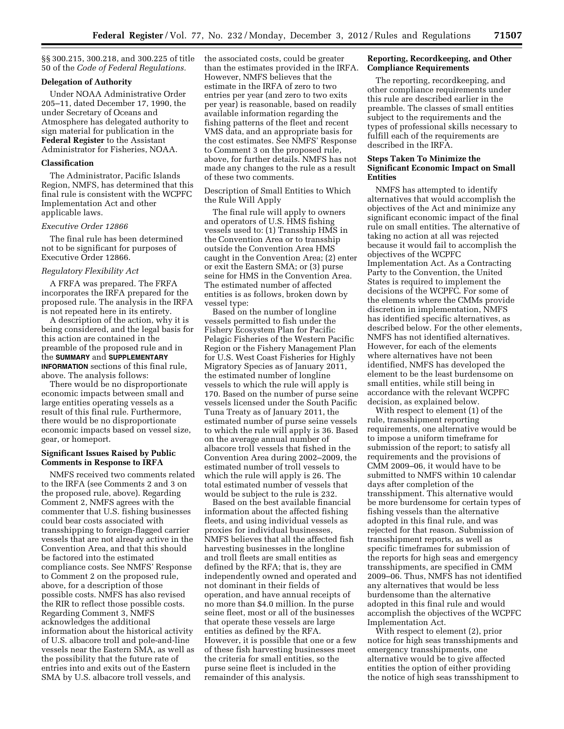§§ 300.215, 300.218, and 300.225 of title 50 of the *Code of Federal Regulations.*

**Delegation of Authority**

Under NOAA Administrative Order 205–11, dated December 17, 1990, the under Secretary of Oceans and Atmosphere has delegated authority to sign material for publication in the **Federal Register** to the Assistant Administrator for Fisheries, NOAA.

**Classification**

The Administrator, Pacific Islands Region, NMFS, has determined that this final rule is consistent with the WCPFC Implementation Act and other applicable laws.

*Executive Order 12866*

The final rule has been determined not to be significant for purposes of Executive Order 12866.

*Regulatory Flexibility Act*

A FRFA was prepared. The FRFA incorporates the IRFA prepared for the proposed rule. The analysis in the IRFA is not repeated here in its entirety.

A description of the action, why it is being considered, and the legal basis for this action are contained in the preamble of the proposed rule and in the **SUMMARY** and **SUPPLEMENTARY INFORMATION** sections of this final rule, above. The analysis follows:

There would be no disproportionate economic impacts between small and large entities operating vessels as a result of this final rule. Furthermore, there would be no disproportionate economic impacts based on vessel size, gear, or homeport.

**Significant Issues Raised by Public Comments in Response to IRFA**

NMFS received two comments related to the IRFA (see Comments 2 and 3 on the proposed rule, above). Regarding Comment 2, NMFS agrees with the commenter that U.S. fishing businesses could bear costs associated with transshipping to foreign-flagged carrier vessels that are not already active in the Convention Area, and that this should be factored into the estimated compliance costs. See NMFS' Response to Comment 2 on the proposed rule, above, for a description of those possible costs. NMFS has also revised the RIR to reflect those possible costs. Regarding Comment 3, NMFS acknowledges the additional information about the historical activity of U.S. albacore troll and pole-and-line vessels near the Eastern SMA, as well as the possibility that the future rate of entries into and exits out of the Eastern SMA by U.S. albacore troll vessels, and the associated costs, could be greater than the estimates provided in the IRFA. However, NMFS believes that the estimate in the IRFA of zero to two entries per year (and zero to two exits per year) is reasonable, based on readily available information regarding the fishing patterns of the fleet and recent VMS data, and an appropriate basis for the cost estimates. See NMFS' Response to Comment 3 on the proposed rule, above, for further details. NMFS has not made any changes to the rule as a result of these two comments.

Description of Small Entities to Which the Rule Will Apply

The final rule will apply to owners and operators of U.S. HMS fishing vessels used to: (1) Transship HMS in the Convention Area or to transship outside the Convention Area HMS caught in the Convention Area; (2) enter or exit the Eastern SMA; or (3) purse seine for HMS in the Convention Area. The estimated number of affected entities is as follows, broken down by vessel type:

Based on the number of longline vessels permitted to fish under the Fishery Ecosystem Plan for Pacific Pelagic Fisheries of the Western Pacific Region or the Fishery Management Plan for U.S. West Coast Fisheries for Highly Migratory Species as of January 2011, the estimated number of longline vessels to which the rule will apply is 170. Based on the number of purse seine vessels licensed under the South Pacific Tuna Treaty as of January 2011, the estimated number of purse seine vessels to which the rule will apply is 36. Based on the average annual number of albacore troll vessels that fished in the Convention Area during 2002–2009, the estimated number of troll vessels to which the rule will apply is 26. The total estimated number of vessels that would be subject to the rule is 232.

Based on the best available financial information about the affected fishing fleets, and using individual vessels as proxies for individual businesses, NMFS believes that all the affected fish harvesting businesses in the longline and troll fleets are small entities as defined by the RFA; that is, they are independently owned and operated and not dominant in their fields of operation, and have annual receipts of no more than $4.0 million. In the purse seine fleet, most or all of the businesses that operate these vessels are large entities as defined by the RFA. However, it is possible that one or a few of these fish harvesting businesses meet the criteria for small entities, so the purse seine fleet is included in the remainder of this analysis.

**Reporting, Recordkeeping, and Other Compliance Requirements**

The reporting, recordkeeping, and other compliance requirements under this rule are described earlier in the preamble. The classes of small entities subject to the requirements and the types of professional skills necessary to fulfill each of the requirements are described in the IRFA.

**Steps Taken To Minimize the Significant Economic Impact on Small Entities**

NMFS has attempted to identify alternatives that would accomplish the objectives of the Act and minimize any significant economic impact of the final rule on small entities. The alternative of taking no action at all was rejected because it would fail to accomplish the objectives of the WCPFC Implementation Act. As a Contracting Party to the Convention, the United States is required to implement the decisions of the WCPFC. For some of the elements where the CMMs provide discretion in implementation, NMFS has identified specific alternatives, as described below. For the other elements, NMFS has not identified alternatives. However, for each of the elements where alternatives have not been identified, NMFS has developed the element to be the least burdensome on small entities, while still being in accordance with the relevant WCPFC decision, as explained below.

With respect to element (1) of the rule, transshipment reporting requirements, one alternative would be to impose a uniform timeframe for submission of the report; to satisfy all requirements and the provisions of CMM 2009–06, it would have to be submitted to NMFS within 10 calendar days after completion of the transshipment. This alternative would be more burdensome for certain types of fishing vessels than the alternative adopted in this final rule, and was rejected for that reason. Submission of transshipment reports, as well as specific timeframes for submission of the reports for high seas and emergency transshipments, are specified in CMM 2009–06. Thus, NMFS has not identified any alternatives that would be less burdensome than the alternative adopted in this final rule and would accomplish the objectives of the WCPFC Implementation Act.

With respect to element (2), prior notice for high seas transshipments and emergency transshipments, one alternative would be to give affected entities the option of either providing the notice of high seas transshipment to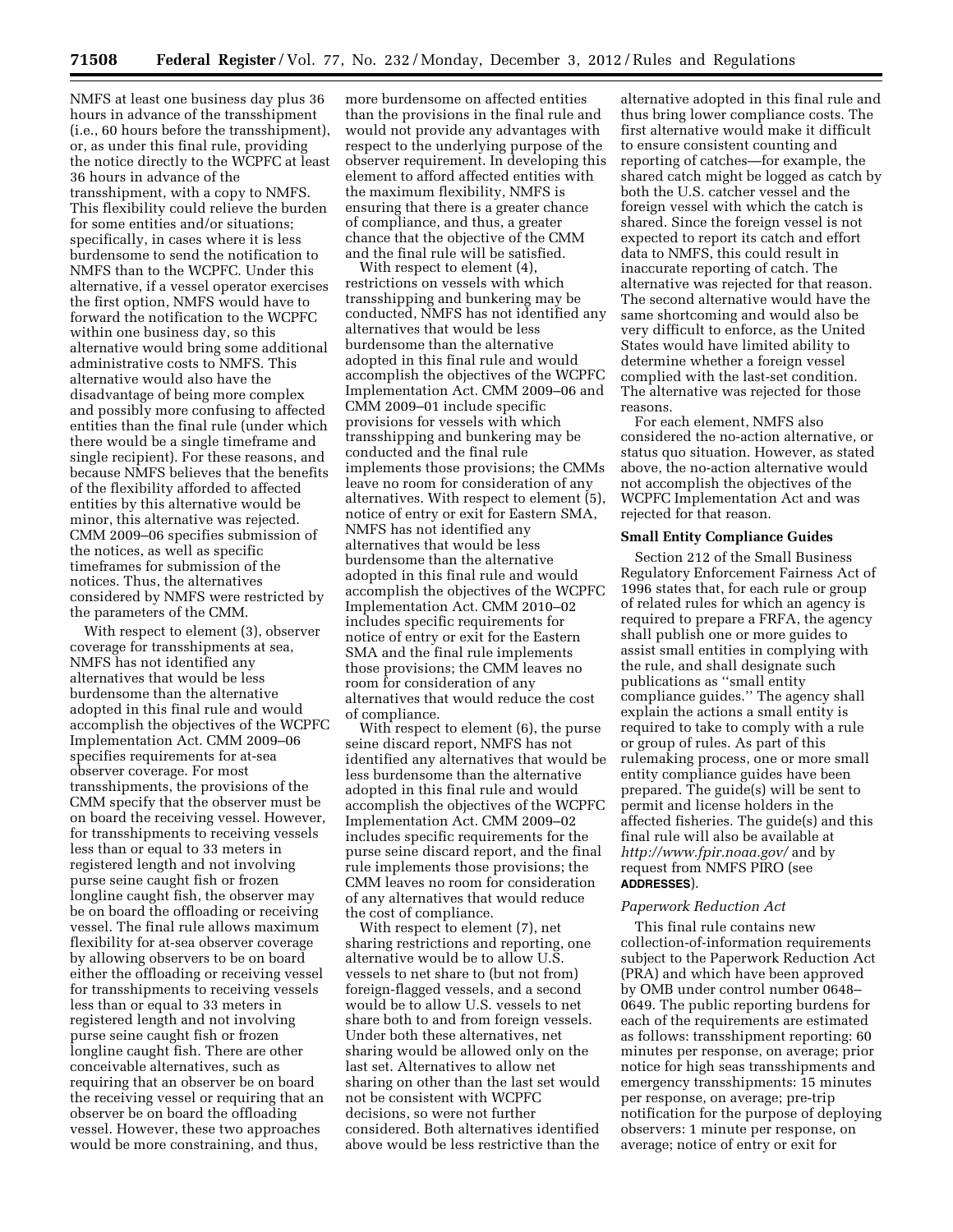NMFS at least one business day plus 36 hours in advance of the transshipment (i.e., 60 hours before the transshipment), or, as under this final rule, providing the notice directly to the WCPFC at least 36 hours in advance of the transshipment, with a copy to NMFS. This flexibility could relieve the burden for some entities and/or situations; specifically, in cases where it is less burdensome to send the notification to NMFS than to the WCPFC. Under this alternative, if a vessel operator exercises the first option, NMFS would have to forward the notification to the WCPFC within one business day, so this alternative would bring some additional administrative costs to NMFS. This alternative would also have the disadvantage of being more complex and possibly more confusing to affected entities than the final rule (under which there would be a single timeframe and single recipient). For these reasons, and because NMFS believes that the benefits of the flexibility afforded to affected entities by this alternative would be minor, this alternative was rejected. CMM 2009–06 specifies submission of the notices, as well as specific timeframes for submission of the notices. Thus, the alternatives considered by NMFS were restricted by the parameters of the CMM.

With respect to element (3), observer coverage for transshipments at sea, NMFS has not identified any alternatives that would be less burdensome than the alternative adopted in this final rule and would accomplish the objectives of the WCPFC Implementation Act. CMM 2009–06 specifies requirements for at-sea observer coverage. For most transshipments, the provisions of the CMM specify that the observer must be on board the receiving vessel. However, for transshipments to receiving vessels less than or equal to 33 meters in registered length and not involving purse seine caught fish or frozen longline caught fish, the observer may be on board the offloading or receiving vessel. The final rule allows maximum flexibility for at-sea observer coverage by allowing observers to be on board either the offloading or receiving vessel for transshipments to receiving vessels less than or equal to 33 meters in registered length and not involving purse seine caught fish or frozen longline caught fish. There are other conceivable alternatives, such as requiring that an observer be on board the receiving vessel or requiring that an observer be on board the offloading vessel. However, these two approaches would be more constraining, and thus, more burdensome on affected entities than the provisions in the final rule and would not provide any advantages with respect to the underlying purpose of the observer requirement. In developing this element to afford affected entities with the maximum flexibility, NMFS is ensuring that there is a greater chance of compliance, and thus, a greater chance that the objective of the CMM and the final rule will be satisfied.

With respect to element (4), restrictions on vessels with which transshipping and bunkering may be conducted, NMFS has not identified any alternatives that would be less burdensome than the alternative adopted in this final rule and would accomplish the objectives of the WCPFC Implementation Act. CMM 2009–06 and CMM 2009–01 include specific provisions for vessels with which transshipping and bunkering may be conducted and the final rule implements those provisions; the CMMs leave no room for consideration of any alternatives. With respect to element (5), notice of entry or exit for Eastern SMA, NMFS has not identified any alternatives that would be less burdensome than the alternative adopted in this final rule and would accomplish the objectives of the WCPFC Implementation Act. CMM 2010–02 includes specific requirements for notice of entry or exit for the Eastern SMA and the final rule implements those provisions; the CMM leaves no room for consideration of any alternatives that would reduce the cost of compliance.

With respect to element (6), the purse seine discard report, NMFS has not identified any alternatives that would be less burdensome than the alternative adopted in this final rule and would accomplish the objectives of the WCPFC Implementation Act. CMM 2009–02 includes specific requirements for the purse seine discard report, and the final rule implements those provisions; the CMM leaves no room for consideration of any alternatives that would reduce the cost of compliance.

With respect to element (7), net sharing restrictions and reporting, one alternative would be to allow U.S. vessels to net share to (but not from) foreign-flagged vessels, and a second would be to allow U.S. vessels to net share both to and from foreign vessels. Under both these alternatives, net sharing would be allowed only on the last set. Alternatives to allow net sharing on other than the last set would not be consistent with WCPFC decisions, so were not further considered. Both alternatives identified above would be less restrictive than the alternative adopted in this final rule and thus bring lower compliance costs. The first alternative would make it difficult to ensure consistent counting and reporting of catches—for example, the shared catch might be logged as catch by both the U.S. catcher vessel and the foreign vessel with which the catch is shared. Since the foreign vessel is not expected to report its catch and effort data to NMFS, this could result in inaccurate reporting of catch. The alternative was rejected for that reason. The second alternative would have the same shortcoming and would also be very difficult to enforce, as the United States would have limited ability to determine whether a foreign vessel complied with the last-set condition. The alternative was rejected for those reasons.

For each element, NMFS also considered the no-action alternative, or status quo situation. However, as stated above, the no-action alternative would not accomplish the objectives of the WCPFC Implementation Act and was rejected for that reason.

## Small Entity Compliance Guides

Section 212 of the Small Business Regulatory Enforcement Fairness Act of 1996 states that, for each rule or group of related rules for which an agency is required to prepare a FRFA, the agency shall publish one or more guides to assist small entities in complying with the rule, and shall designate such publications as ''small entity compliance guides.'' The agency shall explain the actions a small entity is required to take to comply with a rule or group of rules. As part of this rulemaking process, one or more small entity compliance guides have been prepared. The guide(s) will be sent to permit and license holders in the affected fisheries. The guide(s) and this final rule will also be available at *http://www.fpir.noaa.gov/* and by request from NMFS PIRO (see **ADDRESSES**).

### *Paperwork Reduction Act*

This final rule contains new collection-of-information requirements subject to the Paperwork Reduction Act (PRA) and which have been approved by OMB under control number 0648–0649. The public reporting burdens for each of the requirements are estimated as follows: transshipment reporting: 60 minutes per response, on average; prior notice for high seas transshipments and emergency transshipments: 15 minutes per response, on average; pre-trip notification for the purpose of deploying observers: 1 minute per response, on average; notice of entry or exit for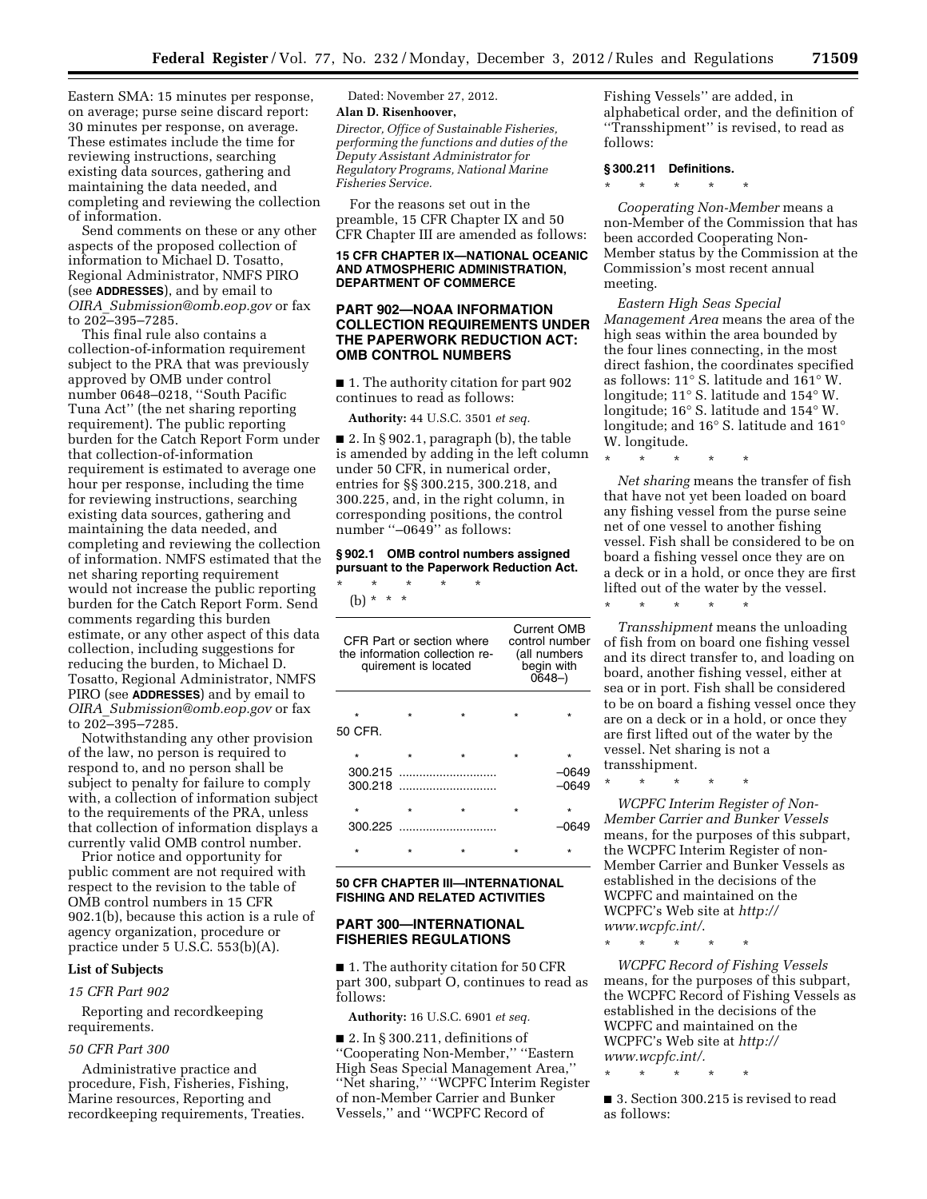Eastern SMA: 15 minutes per response, on average; purse seine discard report: 30 minutes per response, on average. These estimates include the time for reviewing instructions, searching existing data sources, gathering and maintaining the data needed, and completing and reviewing the collection of information.

Send comments on these or any other aspects of the proposed collection of information to Michael D. Tosatto, Regional Administrator, NMFS PIRO (see **ADDRESSES**), and by email to *OIRA_Submission@omb.eop.gov* or fax to 202–395–7285.

This final rule also contains a collection-of-information requirement subject to the PRA that was previously approved by OMB under control number 0648–0218, ''South Pacific Tuna Act'' (the net sharing reporting requirement). The public reporting burden for the Catch Report Form under that collection-of-information requirement is estimated to average one hour per response, including the time for reviewing instructions, searching existing data sources, gathering and maintaining the data needed, and completing and reviewing the collection of information. NMFS estimated that the net sharing reporting requirement would not increase the public reporting burden for the Catch Report Form. Send comments regarding this burden estimate, or any other aspect of this data collection, including suggestions for reducing the burden, to Michael D. Tosatto, Regional Administrator, NMFS PIRO (see **ADDRESSES**) and by email to *OIRA_Submission@omb.eop.gov* or fax to 202–395–7285.

Notwithstanding any other provision of the law, no person is required to respond to, and no person shall be subject to penalty for failure to comply with, a collection of information subject to the requirements of the PRA, unless that collection of information displays a currently valid OMB control number.

Prior notice and opportunity for public comment are not required with respect to the revision to the table of OMB control numbers in 15 CFR 902.1(b), because this action is a rule of agency organization, procedure or practice under 5 U.S.C. 553(b)(A).

**List of Subjects**

*15 CFR Part 902*

Reporting and recordkeeping requirements.

*50 CFR Part 300*

Administrative practice and procedure, Fish, Fisheries, Fishing, Marine resources, Reporting and recordkeeping requirements, Treaties.

Dated: November 27, 2012.

**Alan D. Risenhoover,**

*Director, Office of Sustainable Fisheries, performing the functions and duties of the Deputy Assistant Administrator for Regulatory Programs, National Marine Fisheries Service.*

For the reasons set out in the preamble, 15 CFR Chapter IX and 50 CFR Chapter III are amended as follows:

**15 CFR CHAPTER IX—NATIONAL OCEANIC AND ATMOSPHERIC ADMINISTRATION, DEPARTMENT OF COMMERCE**

## PART 902—NOAA INFORMATION COLLECTION REQUIREMENTS UNDER THE PAPERWORK REDUCTION ACT: OMB CONTROL NUMBERS

■ 1. The authority citation for part 902 continues to read as follows:

**Authority:** 44 U.S.C. 3501 *et seq.*

■ 2. In § 902.1, paragraph (b), the table is amended by adding in the left column under 50 CFR, in numerical order, entries for §§ 300.215, 300.218, and 300.225, and, in the right column, in corresponding positions, the control number ''–0649'' as follows:

**§ 902.1 OMB control numbers assigned pursuant to the Paperwork Reduction Act.**

\* \* \* \* \*

(b) \* \* \*

| CFR Part or section where the information collection requirement is located | Current OMB control number (all numbers begin with 0648–) |
|---|---|
| \* \* \* | \* |
| 50 CFR. | |
| \* \* \* | \* |
| 300.215 | –0649 |
| 300.218 | –0649 |
| \* \* \* | \* |
| 300.225 | –0649 |
| \* \* \* | \* |

**50 CFR CHAPTER III—INTERNATIONAL FISHING AND RELATED ACTIVITIES**

## PART 300—INTERNATIONAL FISHERIES REGULATIONS

■ 1. The authority citation for 50 CFR part 300, subpart O, continues to read as follows:

**Authority:** 16 U.S.C. 6901 *et seq.*

■ 2. In § 300.211, definitions of ''Cooperating Non-Member,'' ''Eastern High Seas Special Management Area,'' ''Net sharing,'' ''WCPFC Interim Register of non-Member Carrier and Bunker Vessels,'' and ''WCPFC Record of Fishing Vessels'' are added, in alphabetical order, and the definition of ''Transshipment'' is revised, to read as follows:

**§ 300.211 Definitions.**

\* \* \* \* \*

*Cooperating Non-Member* means a non-Member of the Commission that has been accorded Cooperating Non-Member status by the Commission at the Commission's most recent annual meeting.

*Eastern High Seas Special Management Area* means the area of the high seas within the area bounded by the four lines connecting, in the most direct fashion, the coordinates specified as follows: 11° S. latitude and 161° W. longitude; 11° S. latitude and 154° W. longitude; 16° S. latitude and 154° W. longitude; and 16° S. latitude and 161° W. longitude.

\* \* \* \* \*

*Net sharing* means the transfer of fish that have not yet been loaded on board any fishing vessel from the purse seine net of one vessel to another fishing vessel. Fish shall be considered to be on board a fishing vessel once they are on a deck or in a hold, or once they are first lifted out of the water by the vessel.

\* \* \* \* \*

*Transshipment* means the unloading of fish from on board one fishing vessel and its direct transfer to, and loading on board, another fishing vessel, either at sea or in port. Fish shall be considered to be on board a fishing vessel once they are on a deck or in a hold, or once they are first lifted out of the water by the vessel. Net sharing is not a transshipment.

\* \* \* \* \*

*WCPFC Interim Register of Non-Member Carrier and Bunker Vessels* means, for the purposes of this subpart, the WCPFC Interim Register of non-Member Carrier and Bunker Vessels as established in the decisions of the WCPFC and maintained on the WCPFC's Web site at *http://www.wcpfc.int/*.

\* \* \* \* \*

*WCPFC Record of Fishing Vessels* means, for the purposes of this subpart, the WCPFC Record of Fishing Vessels as established in the decisions of the WCPFC and maintained on the WCPFC's Web site at *http://www.wcpfc.int/*.

\* \* \* \* \*

■ 3. Section 300.215 is revised to read as follows: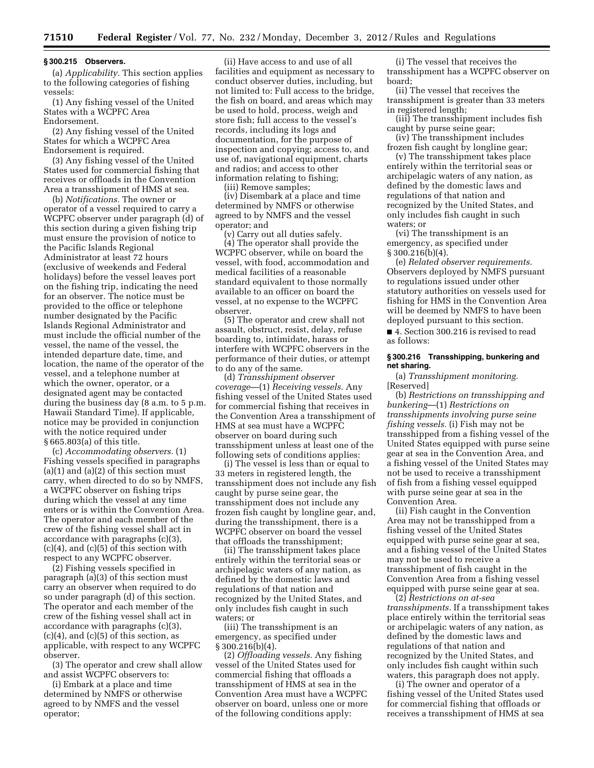### § 300.215 Observers.

(a) *Applicability.* This section applies to the following categories of fishing vessels:

(1) Any fishing vessel of the United States with a WCPFC Area Endorsement.

(2) Any fishing vessel of the United States for which a WCPFC Area Endorsement is required.

(3) Any fishing vessel of the United States used for commercial fishing that receives or offloads in the Convention Area a transshipment of HMS at sea.

(b) *Notifications.* The owner or operator of a vessel required to carry a WCPFC observer under paragraph (d) of this section during a given fishing trip must ensure the provision of notice to the Pacific Islands Regional Administrator at least 72 hours (exclusive of weekends and Federal holidays) before the vessel leaves port on the fishing trip, indicating the need for an observer. The notice must be provided to the office or telephone number designated by the Pacific Islands Regional Administrator and must include the official number of the vessel, the name of the vessel, the intended departure date, time, and location, the name of the operator of the vessel, and a telephone number at which the owner, operator, or a designated agent may be contacted during the business day (8 a.m. to 5 p.m. Hawaii Standard Time). If applicable, notice may be provided in conjunction with the notice required under § 665.803(a) of this title.

(c) *Accommodating observers.* (1) Fishing vessels specified in paragraphs (a)(1) and (a)(2) of this section must carry, when directed to do so by NMFS, a WCPFC observer on fishing trips during which the vessel at any time enters or is within the Convention Area. The operator and each member of the crew of the fishing vessel shall act in accordance with paragraphs (c)(3), (c)(4), and (c)(5) of this section with respect to any WCPFC observer.

(2) Fishing vessels specified in paragraph (a)(3) of this section must carry an observer when required to do so under paragraph (d) of this section. The operator and each member of the crew of the fishing vessel shall act in accordance with paragraphs (c)(3), (c)(4), and (c)(5) of this section, as applicable, with respect to any WCPFC observer.

(3) The operator and crew shall allow and assist WCPFC observers to:

(i) Embark at a place and time determined by NMFS or otherwise agreed to by NMFS and the vessel operator;

(ii) Have access to and use of all facilities and equipment as necessary to conduct observer duties, including, but not limited to: Full access to the bridge, the fish on board, and areas which may be used to hold, process, weigh and store fish; full access to the vessel's records, including its logs and documentation, for the purpose of inspection and copying; access to, and use of, navigational equipment, charts and radios; and access to other information relating to fishing;

(iii) Remove samples;

(iv) Disembark at a place and time determined by NMFS or otherwise agreed to by NMFS and the vessel operator; and

(v) Carry out all duties safely.

(4) The operator shall provide the WCPFC observer, while on board the vessel, with food, accommodation and medical facilities of a reasonable standard equivalent to those normally available to an officer on board the vessel, at no expense to the WCPFC observer.

(5) The operator and crew shall not assault, obstruct, resist, delay, refuse boarding to, intimidate, harass or interfere with WCPFC observers in the performance of their duties, or attempt to do any of the same.

(d) *Transshipment observer coverage*—(1) *Receiving vessels.* Any fishing vessel of the United States used for commercial fishing that receives in the Convention Area a transshipment of HMS at sea must have a WCPFC observer on board during such transshipment unless at least one of the following sets of conditions applies:

(i) The vessel is less than or equal to 33 meters in registered length, the transshipment does not include any fish caught by purse seine gear, the transshipment does not include any frozen fish caught by longline gear, and, during the transshipment, there is a WCPFC observer on board the vessel that offloads the transshipment;

(ii) The transshipment takes place entirely within the territorial seas or archipelagic waters of any nation, as defined by the domestic laws and regulations of that nation and recognized by the United States, and only includes fish caught in such waters; or

(iii) The transshipment is an emergency, as specified under § 300.216(b)(4).

(2) *Offloading vessels.* Any fishing vessel of the United States used for commercial fishing that offloads a transshipment of HMS at sea in the Convention Area must have a WCPFC observer on board, unless one or more of the following conditions apply:

(i) The vessel that receives the transshipment has a WCPFC observer on board;

(ii) The vessel that receives the transshipment is greater than 33 meters in registered length;

(iii) The transshipment includes fish caught by purse seine gear;

(iv) The transshipment includes frozen fish caught by longline gear;

(v) The transshipment takes place entirely within the territorial seas or archipelagic waters of any nation, as defined by the domestic laws and regulations of that nation and recognized by the United States, and only includes fish caught in such waters; or

(vi) The transshipment is an emergency, as specified under § 300.216(b)(4).

(e) *Related observer requirements.* Observers deployed by NMFS pursuant to regulations issued under other statutory authorities on vessels used for fishing for HMS in the Convention Area will be deemed by NMFS to have been deployed pursuant to this section.

■ 4. Section 300.216 is revised to read as follows:

### § 300.216 Transshipping, bunkering and net sharing.

(a) *Transshipment monitoring.* [Reserved]

(b) *Restrictions on transshipping and bunkering*—(1) *Restrictions on transshipments involving purse seine fishing vessels.* (i) Fish may not be transshipped from a fishing vessel of the United States equipped with purse seine gear at sea in the Convention Area, and a fishing vessel of the United States may not be used to receive a transshipment of fish from a fishing vessel equipped with purse seine gear at sea in the Convention Area.

(ii) Fish caught in the Convention Area may not be transshipped from a fishing vessel of the United States equipped with purse seine gear at sea, and a fishing vessel of the United States may not be used to receive a transshipment of fish caught in the Convention Area from a fishing vessel equipped with purse seine gear at sea.

(2) *Restrictions on at-sea transshipments.* If a transshipment takes place entirely within the territorial seas or archipelagic waters of any nation, as defined by the domestic laws and regulations of that nation and recognized by the United States, and only includes fish caught within such waters, this paragraph does not apply.

(i) The owner and operator of a fishing vessel of the United States used for commercial fishing that offloads or receives a transshipment of HMS at sea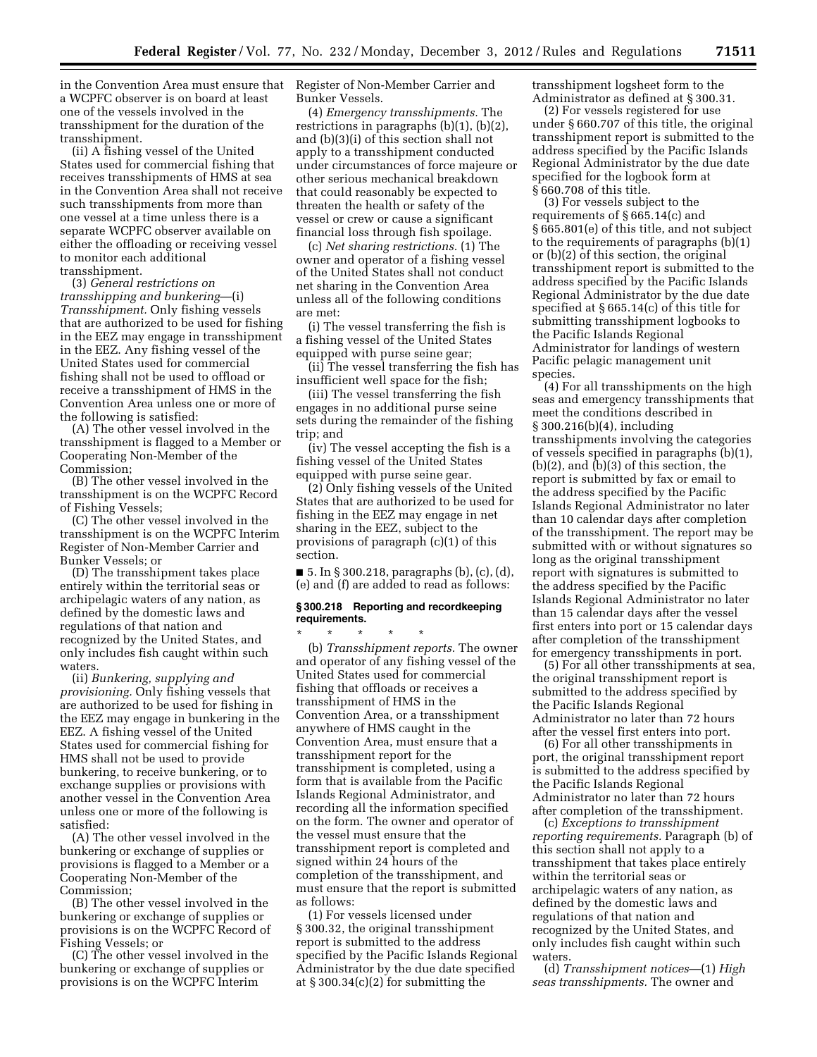in the Convention Area must ensure that a WCPFC observer is on board at least one of the vessels involved in the transshipment for the duration of the transshipment.

(ii) A fishing vessel of the United States used for commercial fishing that receives transshipments of HMS at sea in the Convention Area shall not receive such transshipments from more than one vessel at a time unless there is a separate WCPFC observer available on either the offloading or receiving vessel to monitor each additional transshipment.

(3) *General restrictions on transshipping and bunkering*—(i) *Transshipment.* Only fishing vessels that are authorized to be used for fishing in the EEZ may engage in transshipment in the EEZ. Any fishing vessel of the United States used for commercial fishing shall not be used to offload or receive a transshipment of HMS in the Convention Area unless one or more of the following is satisfied:

(A) The other vessel involved in the transshipment is flagged to a Member or Cooperating Non-Member of the Commission;

(B) The other vessel involved in the transshipment is on the WCPFC Record of Fishing Vessels;

(C) The other vessel involved in the transshipment is on the WCPFC Interim Register of Non-Member Carrier and Bunker Vessels; or

(D) The transshipment takes place entirely within the territorial seas or archipelagic waters of any nation, as defined by the domestic laws and regulations of that nation and recognized by the United States, and only includes fish caught within such waters.

(ii) *Bunkering, supplying and provisioning.* Only fishing vessels that are authorized to be used for fishing in the EEZ may engage in bunkering in the EEZ. A fishing vessel of the United States used for commercial fishing for HMS shall not be used to provide bunkering, to receive bunkering, or to exchange supplies or provisions with another vessel in the Convention Area unless one or more of the following is satisfied:

(A) The other vessel involved in the bunkering or exchange of supplies or provisions is flagged to a Member or a Cooperating Non-Member of the Commission;

(B) The other vessel involved in the bunkering or exchange of supplies or provisions is on the WCPFC Record of Fishing Vessels; or

(C) The other vessel involved in the bunkering or exchange of supplies or provisions is on the WCPFC Interim Register of Non-Member Carrier and Bunker Vessels.

(4) *Emergency transshipments.* The restrictions in paragraphs (b)(1), (b)(2), and (b)(3)(i) of this section shall not apply to a transshipment conducted under circumstances of force majeure or other serious mechanical breakdown that could reasonably be expected to threaten the health or safety of the vessel or crew or cause a significant financial loss through fish spoilage.

(c) *Net sharing restrictions.* (1) The owner and operator of a fishing vessel of the United States shall not conduct net sharing in the Convention Area unless all of the following conditions are met:

(i) The vessel transferring the fish is a fishing vessel of the United States equipped with purse seine gear;

(ii) The vessel transferring the fish has insufficient well space for the fish;

(iii) The vessel transferring the fish engages in no additional purse seine sets during the remainder of the fishing trip; and

(iv) The vessel accepting the fish is a fishing vessel of the United States equipped with purse seine gear.

(2) Only fishing vessels of the United States that are authorized to be used for fishing in the EEZ may engage in net sharing in the EEZ, subject to the provisions of paragraph (c)(1) of this section.

■ 5. In § 300.218, paragraphs (b), (c), (d), (e) and (f) are added to read as follows:

**§ 300.218 Reporting and recordkeeping requirements.**

\* \* \* \* \*

(b) *Transshipment reports.* The owner and operator of any fishing vessel of the United States used for commercial fishing that offloads or receives a transshipment of HMS in the Convention Area, or a transshipment anywhere of HMS caught in the Convention Area, must ensure that a transshipment report for the transshipment is completed, using a form that is available from the Pacific Islands Regional Administrator, and recording all the information specified on the form. The owner and operator of the vessel must ensure that the transshipment report is completed and signed within 24 hours of the completion of the transshipment, and must ensure that the report is submitted as follows:

(1) For vessels licensed under § 300.32, the original transshipment report is submitted to the address specified by the Pacific Islands Regional Administrator by the due date specified at § 300.34(c)(2) for submitting the transshipment logsheet form to the Administrator as defined at § 300.31.

(2) For vessels registered for use under § 660.707 of this title, the original transshipment report is submitted to the address specified by the Pacific Islands Regional Administrator by the due date specified for the logbook form at § 660.708 of this title.

(3) For vessels subject to the requirements of § 665.14(c) and § 665.801(e) of this title, and not subject to the requirements of paragraphs (b)(1) or (b)(2) of this section, the original transshipment report is submitted to the address specified by the Pacific Islands Regional Administrator by the due date specified at § 665.14(c) of this title for submitting transshipment logbooks to the Pacific Islands Regional Administrator for landings of western Pacific pelagic management unit species.

(4) For all transshipments on the high seas and emergency transshipments that meet the conditions described in § 300.216(b)(4), including transshipments involving the categories of vessels specified in paragraphs (b)(1), (b)(2), and (b)(3) of this section, the report is submitted by fax or email to the address specified by the Pacific Islands Regional Administrator no later than 10 calendar days after completion of the transshipment. The report may be submitted with or without signatures so long as the original transshipment report with signatures is submitted to the address specified by the Pacific Islands Regional Administrator no later than 15 calendar days after the vessel first enters into port or 15 calendar days after completion of the transshipment for emergency transshipments in port.

(5) For all other transshipments at sea, the original transshipment report is submitted to the address specified by the Pacific Islands Regional Administrator no later than 72 hours after the vessel first enters into port.

(6) For all other transshipments in port, the original transshipment report is submitted to the address specified by the Pacific Islands Regional Administrator no later than 72 hours after completion of the transshipment.

(c) *Exceptions to transshipment reporting requirements.* Paragraph (b) of this section shall not apply to a transshipment that takes place entirely within the territorial seas or archipelagic waters of any nation, as defined by the domestic laws and regulations of that nation and recognized by the United States, and only includes fish caught within such waters.

(d) *Transshipment notices*—(1) *High seas transshipments.* The owner and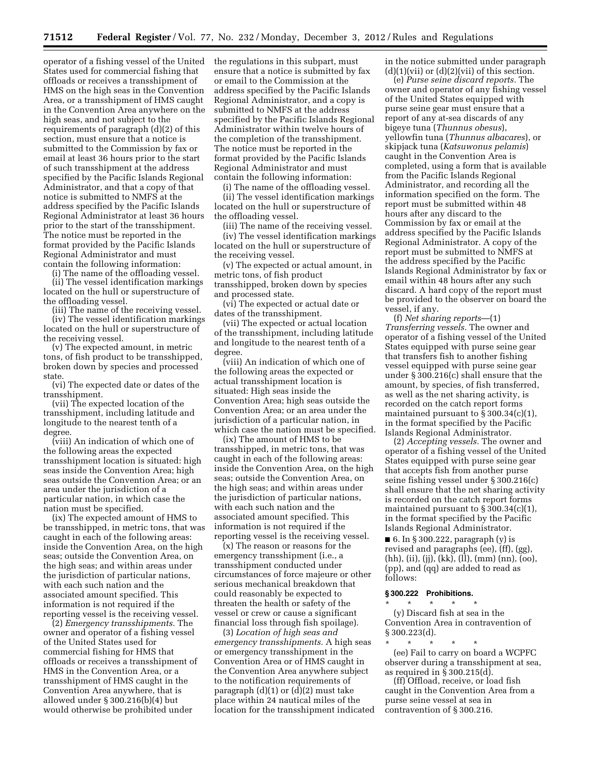operator of a fishing vessel of the United States used for commercial fishing that offloads or receives a transshipment of HMS on the high seas in the Convention Area, or a transshipment of HMS caught in the Convention Area anywhere on the high seas, and not subject to the requirements of paragraph (d)(2) of this section, must ensure that a notice is submitted to the Commission by fax or email at least 36 hours prior to the start of such transshipment at the address specified by the Pacific Islands Regional Administrator, and that a copy of that notice is submitted to NMFS at the address specified by the Pacific Islands Regional Administrator at least 36 hours prior to the start of the transshipment. The notice must be reported in the format provided by the Pacific Islands Regional Administrator and must contain the following information:

(i) The name of the offloading vessel.

(ii) The vessel identification markings located on the hull or superstructure of the offloading vessel.

(iii) The name of the receiving vessel.

(iv) The vessel identification markings located on the hull or superstructure of the receiving vessel.

(v) The expected amount, in metric tons, of fish product to be transshipped, broken down by species and processed state.

(vi) The expected date or dates of the transshipment.

(vii) The expected location of the transshipment, including latitude and longitude to the nearest tenth of a degree.

(viii) An indication of which one of the following areas the expected transshipment location is situated: high seas inside the Convention Area; high seas outside the Convention Area; or an area under the jurisdiction of a particular nation, in which case the nation must be specified.

(ix) The expected amount of HMS to be transshipped, in metric tons, that was caught in each of the following areas: inside the Convention Area, on the high seas; outside the Convention Area, on the high seas; and within areas under the jurisdiction of particular nations, with each such nation and the associated amount specified. This information is not required if the reporting vessel is the receiving vessel.

(2) *Emergency transshipments.* The owner and operator of a fishing vessel of the United States used for commercial fishing for HMS that offloads or receives a transshipment of HMS in the Convention Area, or a transshipment of HMS caught in the Convention Area anywhere, that is allowed under § 300.216(b)(4) but would otherwise be prohibited under the regulations in this subpart, must ensure that a notice is submitted by fax or email to the Commission at the address specified by the Pacific Islands Regional Administrator, and a copy is submitted to NMFS at the address specified by the Pacific Islands Regional Administrator within twelve hours of the completion of the transshipment. The notice must be reported in the format provided by the Pacific Islands Regional Administrator and must contain the following information:

(i) The name of the offloading vessel.

(ii) The vessel identification markings located on the hull or superstructure of the offloading vessel.

(iii) The name of the receiving vessel.

(iv) The vessel identification markings located on the hull or superstructure of the receiving vessel.

(v) The expected or actual amount, in metric tons, of fish product transshipped, broken down by species and processed state.

(vi) The expected or actual date or dates of the transshipment.

(vii) The expected or actual location of the transshipment, including latitude and longitude to the nearest tenth of a degree.

(viii) An indication of which one of the following areas the expected or actual transshipment location is situated: High seas inside the Convention Area; high seas outside the Convention Area; or an area under the jurisdiction of a particular nation, in which case the nation must be specified.

(ix) The amount of HMS to be transshipped, in metric tons, that was caught in each of the following areas: inside the Convention Area, on the high seas; outside the Convention Area, on the high seas; and within areas under the jurisdiction of particular nations, with each such nation and the associated amount specified. This information is not required if the reporting vessel is the receiving vessel.

(x) The reason or reasons for the emergency transshipment (i.e., a transshipment conducted under circumstances of force majeure or other serious mechanical breakdown that could reasonably be expected to threaten the health or safety of the vessel or crew or cause a significant financial loss through fish spoilage).

(3) *Location of high seas and emergency transshipments.* A high seas or emergency transshipment in the Convention Area or of HMS caught in the Convention Area anywhere subject to the notification requirements of paragraph (d)(1) or (d)(2) must take place within 24 nautical miles of the location for the transshipment indicated in the notice submitted under paragraph (d)(1)(vii) or (d)(2)(vii) of this section.

(e) *Purse seine discard reports.* The owner and operator of any fishing vessel of the United States equipped with purse seine gear must ensure that a report of any at-sea discards of any bigeye tuna (*Thunnus obesus*), yellowfin tuna (*Thunnus albacares*), or skipjack tuna (*Katsuwonus pelamis*) caught in the Convention Area is completed, using a form that is available from the Pacific Islands Regional Administrator, and recording all the information specified on the form. The report must be submitted within 48 hours after any discard to the Commission by fax or email at the address specified by the Pacific Islands Regional Administrator. A copy of the report must be submitted to NMFS at the address specified by the Pacific Islands Regional Administrator by fax or email within 48 hours after any such discard. A hard copy of the report must be provided to the observer on board the vessel, if any.

(f) *Net sharing reports*—(1) *Transferring vessels.* The owner and operator of a fishing vessel of the United States equipped with purse seine gear that transfers fish to another fishing vessel equipped with purse seine gear under § 300.216(c) shall ensure that the amount, by species, of fish transferred, as well as the net sharing activity, is recorded on the catch report forms maintained pursuant to § 300.34(c)(1), in the format specified by the Pacific Islands Regional Administrator.

(2) *Accepting vessels.* The owner and operator of a fishing vessel of the United States equipped with purse seine gear that accepts fish from another purse seine fishing vessel under § 300.216(c) shall ensure that the net sharing activity is recorded on the catch report forms maintained pursuant to § 300.34(c)(1), in the format specified by the Pacific Islands Regional Administrator.

■ 6. In § 300.222, paragraph (y) is revised and paragraphs (ee), (ff), (gg), (hh), (ii), (jj), (kk), (ll), (mm) (nn), (oo), (pp), and (qq) are added to read as follows:

**§ 300.222 Prohibitions.**

\* \* \* \* \*

(y) Discard fish at sea in the Convention Area in contravention of § 300.223(d).

\* \* \* \* \*

(ee) Fail to carry on board a WCPFC observer during a transshipment at sea, as required in § 300.215(d).

(ff) Offload, receive, or load fish caught in the Convention Area from a purse seine vessel at sea in contravention of § 300.216.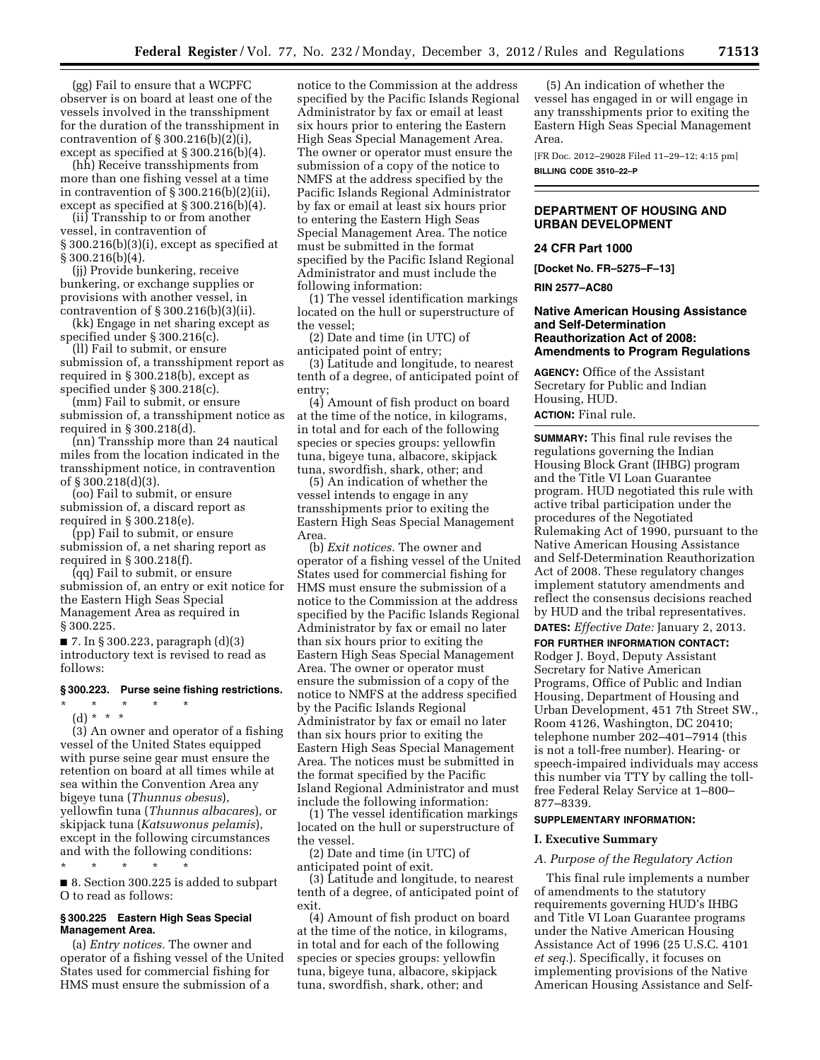(gg) Fail to ensure that a WCPFC observer is on board at least one of the vessels involved in the transshipment for the duration of the transshipment in contravention of § 300.216(b)(2)(i), except as specified at § 300.216(b)(4).

(hh) Receive transshipments from more than one fishing vessel at a time in contravention of § 300.216(b)(2)(ii), except as specified at § 300.216(b)(4).

(ii) Transship to or from another vessel, in contravention of § 300.216(b)(3)(i), except as specified at § 300.216(b)(4).

(jj) Provide bunkering, receive bunkering, or exchange supplies or provisions with another vessel, in contravention of § 300.216(b)(3)(ii).

(kk) Engage in net sharing except as specified under § 300.216(c).

(ll) Fail to submit, or ensure submission of, a transshipment report as required in § 300.218(b), except as specified under § 300.218(c).

(mm) Fail to submit, or ensure submission of, a transshipment notice as required in § 300.218(d).

(nn) Transship more than 24 nautical miles from the location indicated in the transshipment notice, in contravention of § 300.218(d)(3).

(oo) Fail to submit, or ensure submission of, a discard report as required in § 300.218(e).

(pp) Fail to submit, or ensure submission of, a net sharing report as required in § 300.218(f).

(qq) Fail to submit, or ensure submission of, an entry or exit notice for the Eastern High Seas Special Management Area as required in § 300.225.

■ 7. In § 300.223, paragraph (d)(3) introductory text is revised to read as follows:

**§ 300.223. Purse seine fishing restrictions.**

\* \* \* \* \*

(d) \* \* \*

(3) An owner and operator of a fishing vessel of the United States equipped with purse seine gear must ensure the retention on board at all times while at sea within the Convention Area any bigeye tuna (*Thunnus obesus*), yellowfin tuna (*Thunnus albacares*), or skipjack tuna (*Katsuwonus pelamis*), except in the following circumstances and with the following conditions:

\* \* \* \* \*

■ 8. Section 300.225 is added to subpart O to read as follows:

**§ 300.225 Eastern High Seas Special Management Area.**

(a) *Entry notices.* The owner and operator of a fishing vessel of the United States used for commercial fishing for HMS must ensure the submission of a notice to the Commission at the address specified by the Pacific Islands Regional Administrator by fax or email at least six hours prior to entering the Eastern High Seas Special Management Area. The owner or operator must ensure the submission of a copy of the notice to NMFS at the address specified by the Pacific Islands Regional Administrator by fax or email at least six hours prior to entering the Eastern High Seas Special Management Area. The notice must be submitted in the format specified by the Pacific Island Regional Administrator and must include the following information:

(1) The vessel identification markings located on the hull or superstructure of the vessel;

(2) Date and time (in UTC) of anticipated point of entry;

(3) Latitude and longitude, to nearest tenth of a degree, of anticipated point of entry;

(4) Amount of fish product on board at the time of the notice, in kilograms, in total and for each of the following species or species groups: yellowfin tuna, bigeye tuna, albacore, skipjack tuna, swordfish, shark, other; and

(5) An indication of whether the vessel intends to engage in any transshipments prior to exiting the Eastern High Seas Special Management Area.

(b) *Exit notices.* The owner and operator of a fishing vessel of the United States used for commercial fishing for HMS must ensure the submission of a notice to the Commission at the address specified by the Pacific Islands Regional Administrator by fax or email no later than six hours prior to exiting the Eastern High Seas Special Management Area. The owner or operator must ensure the submission of a copy of the notice to NMFS at the address specified by the Pacific Islands Regional Administrator by fax or email no later than six hours prior to exiting the Eastern High Seas Special Management Area. The notices must be submitted in the format specified by the Pacific Island Regional Administrator and must include the following information:

(1) The vessel identification markings located on the hull or superstructure of the vessel.

(2) Date and time (in UTC) of anticipated point of exit.

(3) Latitude and longitude, to nearest tenth of a degree, of anticipated point of exit.

(4) Amount of fish product on board at the time of the notice, in kilograms, in total and for each of the following species or species groups: yellowfin tuna, bigeye tuna, albacore, skipjack tuna, swordfish, shark, other; and

(5) An indication of whether the vessel has engaged in or will engage in any transshipments prior to exiting the Eastern High Seas Special Management Area.

[FR Doc. 2012–29028 Filed 11–29–12; 4:15 pm]

**BILLING CODE 3510–22–P**

---

## DEPARTMENT OF HOUSING AND URBAN DEVELOPMENT

**24 CFR Part 1000**

**[Docket No. FR–5275–F–13]**

**RIN 2577–AC80**

### Native American Housing Assistance and Self-Determination Reauthorization Act of 2008: Amendments to Program Regulations

**AGENCY:** Office of the Assistant Secretary for Public and Indian Housing, HUD.

**ACTION:** Final rule.

**SUMMARY:** This final rule revises the regulations governing the Indian Housing Block Grant (IHBG) program and the Title VI Loan Guarantee program. HUD negotiated this rule with active tribal participation under the procedures of the Negotiated Rulemaking Act of 1990, pursuant to the Native American Housing Assistance and Self-Determination Reauthorization Act of 2008. These regulatory changes implement statutory amendments and reflect the consensus decisions reached by HUD and the tribal representatives.

**DATES:** *Effective Date:* January 2, 2013.

**FOR FURTHER INFORMATION CONTACT:** Rodger J. Boyd, Deputy Assistant Secretary for Native American Programs, Office of Public and Indian Housing, Department of Housing and Urban Development, 451 7th Street SW., Room 4126, Washington, DC 20410; telephone number 202–401–7914 (this is not a toll-free number). Hearing- or speech-impaired individuals may access this number via TTY by calling the toll-free Federal Relay Service at 1–800–877–8339.

**SUPPLEMENTARY INFORMATION:**

#### I. Executive Summary

*A. Purpose of the Regulatory Action*

This final rule implements a number of amendments to the statutory requirements governing HUD's IHBG and Title VI Loan Guarantee programs under the Native American Housing Assistance Act of 1996 (25 U.S.C. 4101 *et seq.*). Specifically, it focuses on implementing provisions of the Native American Housing Assistance and Self-